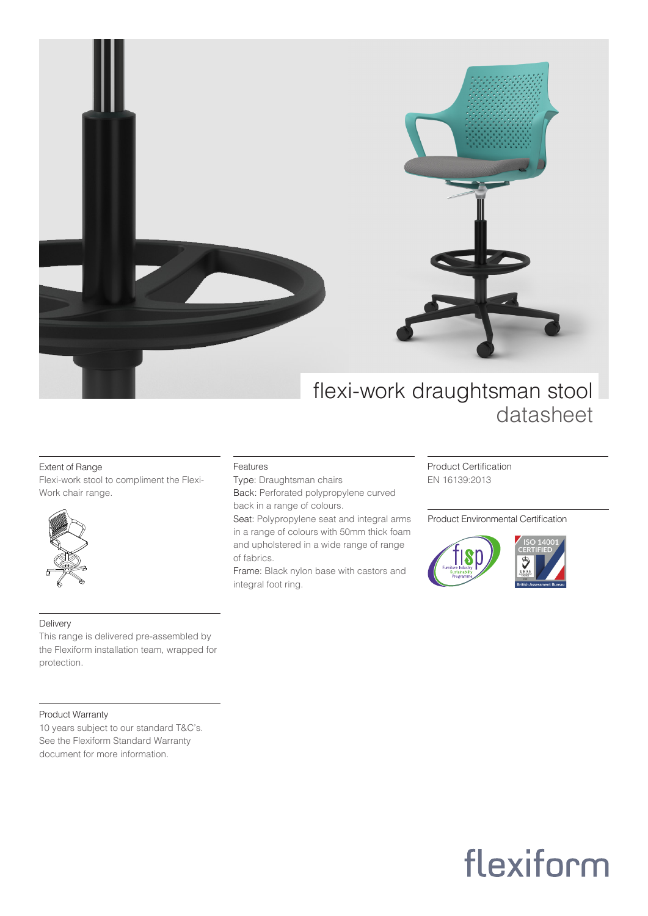# flexi-work draughtsman stool
## datasheet

### Extent of Range

Flexi-work stool to compliment the Flexi-Work chair range.

### Delivery

This range is delivered pre-assembled by the Flexiform installation team, wrapped for protection.

### Product Warranty

10 years subject to our standard T&C's. See the Flexiform Standard Warranty document for more information.

### Features

Type: Draughtsman chairs

Back: Perforated polypropylene curved back in a range of colours.

Seat: Polypropylene seat and integral arms in a range of colours with 50mm thick foam and upholstered in a wide range of range of fabrics.

Frame: Black nylon base with castors and integral foot ring.

### Product Certification

EN 16139:2013

### Product Environmental Certification

flexiform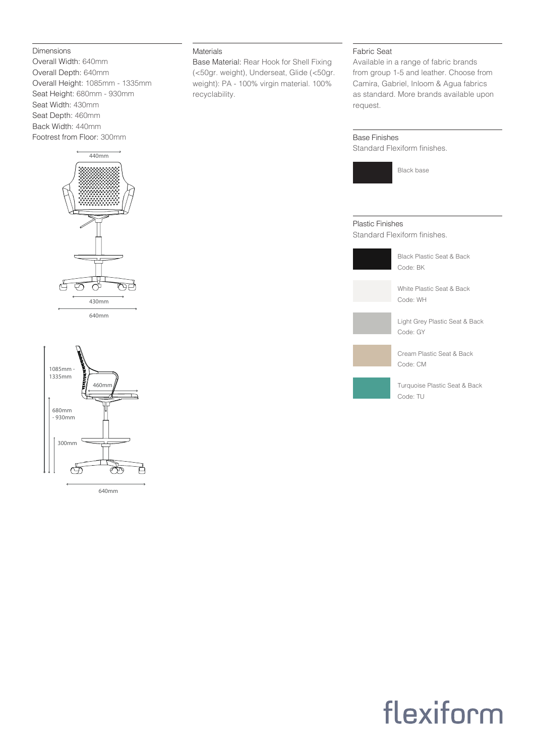## Dimensions

Overall Width: 640mm
Overall Depth: 640mm
Overall Height: 1085mm - 1335mm
Seat Height: 680mm - 930mm
Seat Width: 430mm
Seat Depth: 460mm
Back Width: 440mm
Footrest from Floor: 300mm

440mm

430mm

640mm

1085mm - 1335mm

460mm

680mm - 930mm

300mm

640mm

## Materials

Base Material: Rear Hook for Shell Fixing (<50gr. weight), Underseat, Glide (<50gr. weight): PA - 100% virgin material. 100% recyclability.

## Fabric Seat

Available in a range of fabric brands from group 1-5 and leather. Choose from Camira, Gabriel, Inloom & Agua fabrics as standard. More brands available upon request.

## Base Finishes

Standard Flexiform finishes.

Black base

## Plastic Finishes

Standard Flexiform finishes.

Black Plastic Seat & Back
Code: BK

White Plastic Seat & Back
Code: WH

Light Grey Plastic Seat & Back
Code: GY

Cream Plastic Seat & Back
Code: CM

Turquoise Plastic Seat & Back
Code: TU

flexiform